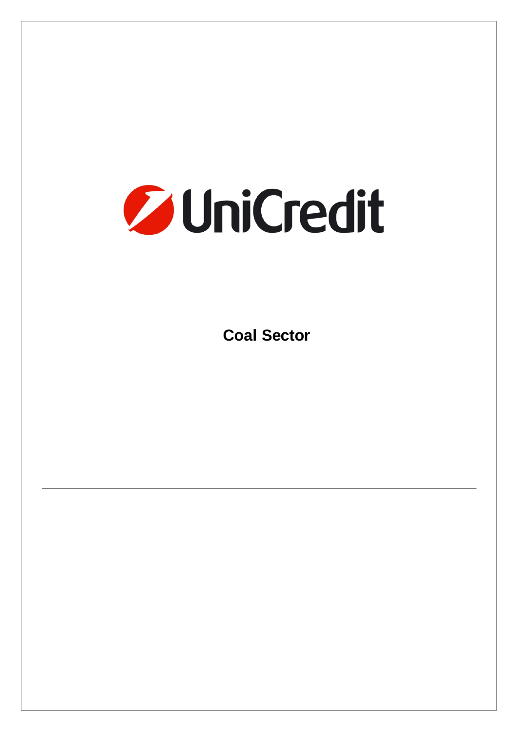UniCredit

# Coal Sector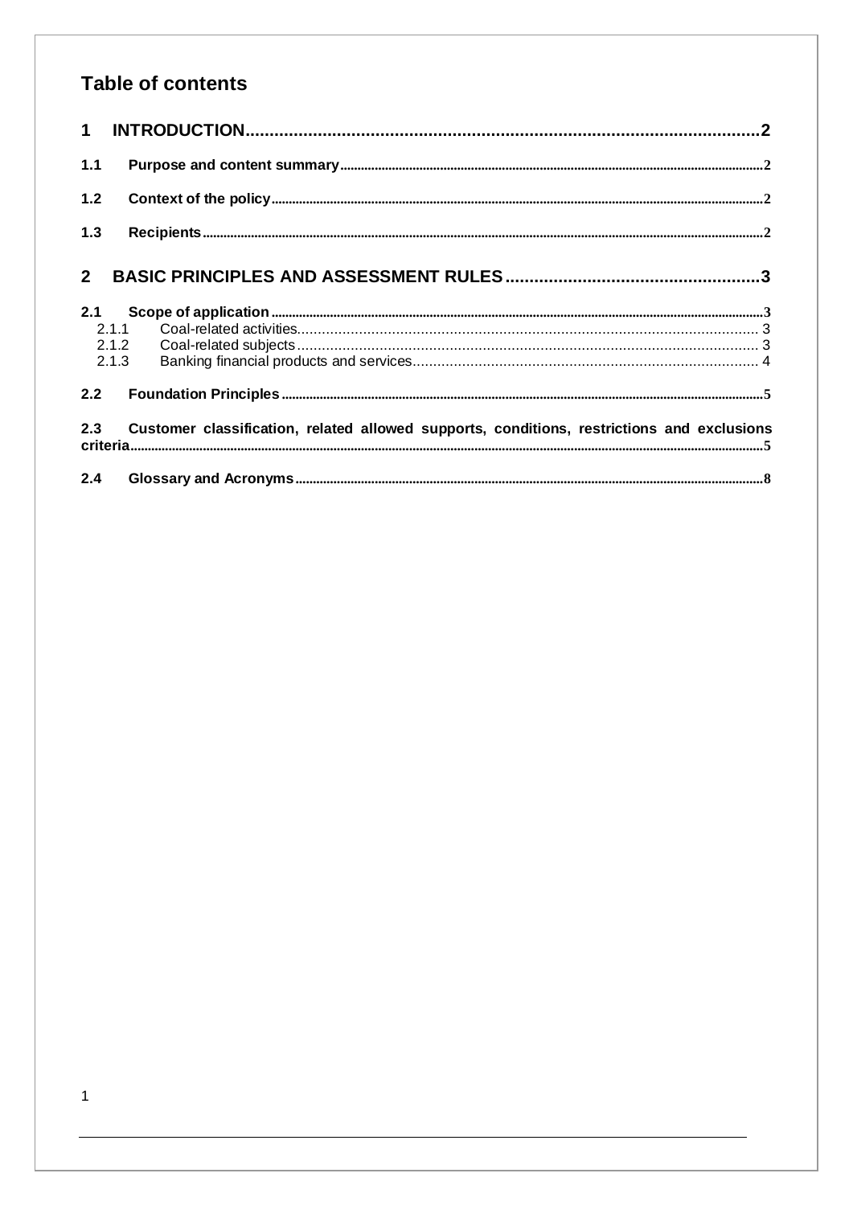# Table of contents

**1 INTRODUCTION ... 2**

**1.1 Purpose and content summary ... 2**

**1.2 Context of the policy ... 2**

**1.3 Recipients ... 2**

**2 BASIC PRINCIPLES AND ASSESSMENT RULES ... 3**

**2.1 Scope of application ... 3**
- 2.1.1 Coal-related activities ... 3
- 2.1.2 Coal-related subjects ... 3
- 2.1.3 Banking financial products and services ... 4

**2.2 Foundation Principles ... 5**

**2.3 Customer classification, related allowed supports, conditions, restrictions and exclusions criteria ... 5**

**2.4 Glossary and Acronyms ... 8**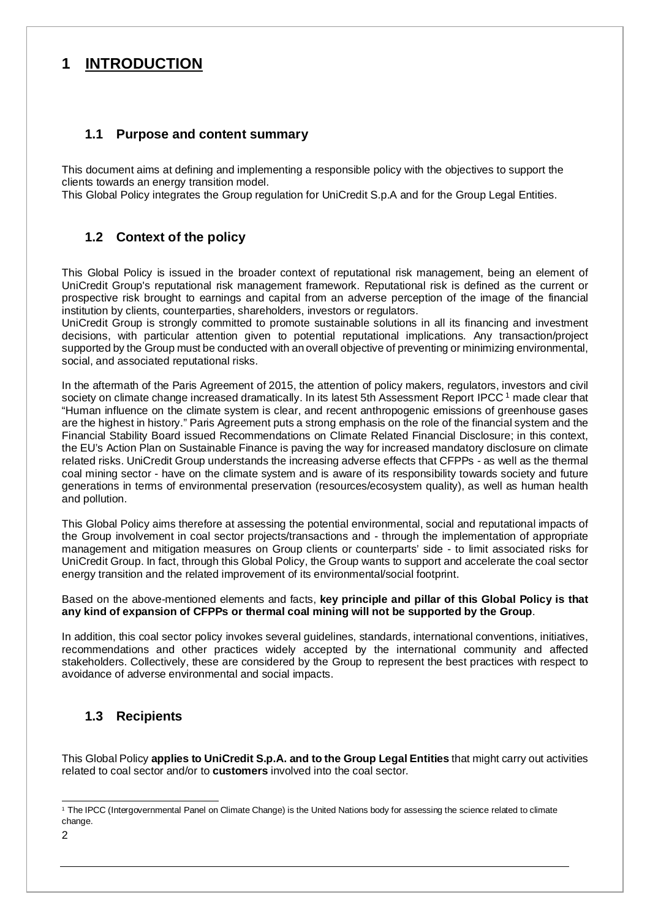# 1 INTRODUCTION

## 1.1 Purpose and content summary

This document aims at defining and implementing a responsible policy with the objectives to support the clients towards an energy transition model.
This Global Policy integrates the Group regulation for UniCredit S.p.A and for the Group Legal Entities.

## 1.2 Context of the policy

This Global Policy is issued in the broader context of reputational risk management, being an element of UniCredit Group's reputational risk management framework. Reputational risk is defined as the current or prospective risk brought to earnings and capital from an adverse perception of the image of the financial institution by clients, counterparties, shareholders, investors or regulators.
UniCredit Group is strongly committed to promote sustainable solutions in all its financing and investment decisions, with particular attention given to potential reputational implications. Any transaction/project supported by the Group must be conducted with an overall objective of preventing or minimizing environmental, social, and associated reputational risks.

In the aftermath of the Paris Agreement of 2015, the attention of policy makers, regulators, investors and civil society on climate change increased dramatically. In its latest 5th Assessment Report IPCC [1] made clear that "Human influence on the climate system is clear, and recent anthropogenic emissions of greenhouse gases are the highest in history." Paris Agreement puts a strong emphasis on the role of the financial system and the Financial Stability Board issued Recommendations on Climate Related Financial Disclosure; in this context, the EU's Action Plan on Sustainable Finance is paving the way for increased mandatory disclosure on climate related risks. UniCredit Group understands the increasing adverse effects that CFPPs - as well as the thermal coal mining sector - have on the climate system and is aware of its responsibility towards society and future generations in terms of environmental preservation (resources/ecosystem quality), as well as human health and pollution.

This Global Policy aims therefore at assessing the potential environmental, social and reputational impacts of the Group involvement in coal sector projects/transactions and - through the implementation of appropriate management and mitigation measures on Group clients or counterparts' side - to limit associated risks for UniCredit Group. In fact, through this Global Policy, the Group wants to support and accelerate the coal sector energy transition and the related improvement of its environmental/social footprint.

Based on the above-mentioned elements and facts, **key principle and pillar of this Global Policy is that any kind of expansion of CFPPs or thermal coal mining will not be supported by the Group**.

In addition, this coal sector policy invokes several guidelines, standards, international conventions, initiatives, recommendations and other practices widely accepted by the international community and affected stakeholders. Collectively, these are considered by the Group to represent the best practices with respect to avoidance of adverse environmental and social impacts.

## 1.3 Recipients

This Global Policy **applies to UniCredit S.p.A. and to the Group Legal Entities** that might carry out activities related to coal sector and/or to **customers** involved into the coal sector.

[1] The IPCC (Intergovernmental Panel on Climate Change) is the United Nations body for assessing the science related to climate change.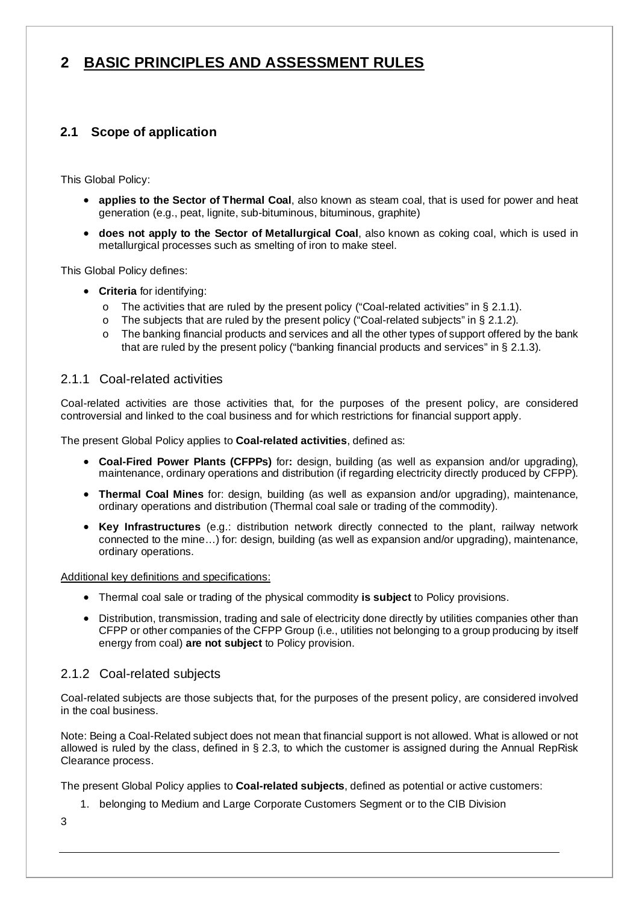# 2 BASIC PRINCIPLES AND ASSESSMENT RULES

## 2.1 Scope of application

This Global Policy:

- **applies to the Sector of Thermal Coal**, also known as steam coal, that is used for power and heat generation (e.g., peat, lignite, sub-bituminous, bituminous, graphite)
- **does not apply to the Sector of Metallurgical Coal**, also known as coking coal, which is used in metallurgical processes such as smelting of iron to make steel.

This Global Policy defines:

- **Criteria** for identifying:
  - The activities that are ruled by the present policy ("Coal-related activities" in § 2.1.1).
  - The subjects that are ruled by the present policy ("Coal-related subjects" in § 2.1.2).
  - The banking financial products and services and all the other types of support offered by the bank that are ruled by the present policy ("banking financial products and services" in § 2.1.3).

### 2.1.1 Coal-related activities

Coal-related activities are those activities that, for the purposes of the present policy, are considered controversial and linked to the coal business and for which restrictions for financial support apply.

The present Global Policy applies to **Coal-related activities**, defined as:

- **Coal-Fired Power Plants (CFPPs)** for**:** design, building (as well as expansion and/or upgrading), maintenance, ordinary operations and distribution (if regarding electricity directly produced by CFPP).
- **Thermal Coal Mines** for: design, building (as well as expansion and/or upgrading), maintenance, ordinary operations and distribution (Thermal coal sale or trading of the commodity).
- **Key Infrastructures** (e.g.: distribution network directly connected to the plant, railway network connected to the mine…) for: design, building (as well as expansion and/or upgrading), maintenance, ordinary operations.

Additional key definitions and specifications:

- Thermal coal sale or trading of the physical commodity **is subject** to Policy provisions.
- Distribution, transmission, trading and sale of electricity done directly by utilities companies other than CFPP or other companies of the CFPP Group (i.e., utilities not belonging to a group producing by itself energy from coal) **are not subject** to Policy provision.

### 2.1.2 Coal-related subjects

Coal-related subjects are those subjects that, for the purposes of the present policy, are considered involved in the coal business.

Note: Being a Coal-Related subject does not mean that financial support is not allowed. What is allowed or not allowed is ruled by the class, defined in § 2.3, to which the customer is assigned during the Annual RepRisk Clearance process.

The present Global Policy applies to **Coal-related subjects**, defined as potential or active customers:

1. belonging to Medium and Large Corporate Customers Segment or to the CIB Division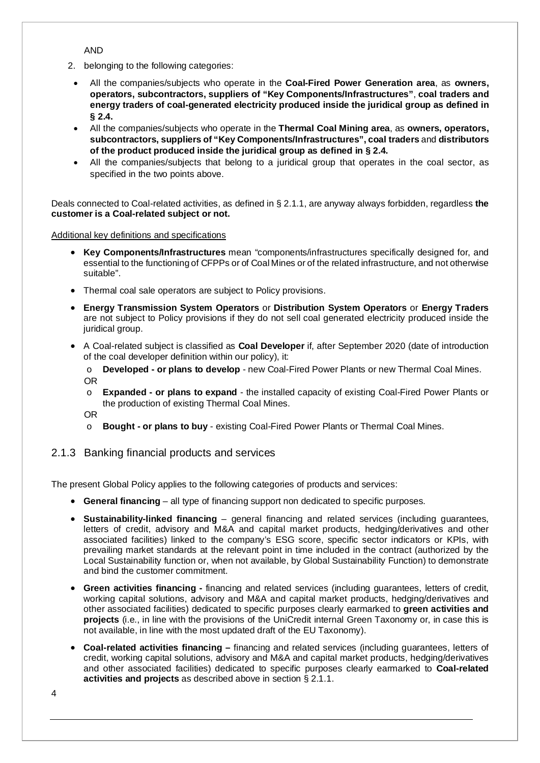AND

2. belonging to the following categories:

- All the companies/subjects who operate in the **Coal-Fired Power Generation area**, as **owners, operators, subcontractors, suppliers of "Key Components/Infrastructures"**, **coal traders and energy traders of coal-generated electricity produced inside the juridical group as defined in § 2.4.**
- All the companies/subjects who operate in the **Thermal Coal Mining area**, as **owners, operators, subcontractors, suppliers of "Key Components/Infrastructures", coal traders** and **distributors of the product produced inside the juridical group as defined in § 2.4.**
- All the companies/subjects that belong to a juridical group that operates in the coal sector, as specified in the two points above.

Deals connected to Coal-related activities, as defined in § 2.1.1, are anyway always forbidden, regardless **the customer is a Coal-related subject or not.**

Additional key definitions and specifications

- **Key Components/Infrastructures** mean "components/infrastructures specifically designed for, and essential to the functioning of CFPPs or of Coal Mines or of the related infrastructure, and not otherwise suitable".
- Thermal coal sale operators are subject to Policy provisions.
- **Energy Transmission System Operators** or **Distribution System Operators** or **Energy Traders** are not subject to Policy provisions if they do not sell coal generated electricity produced inside the juridical group.
- A Coal-related subject is classified as **Coal Developer** if, after September 2020 (date of introduction of the coal developer definition within our policy), it:
  - **Developed - or plans to develop** - new Coal-Fired Power Plants or new Thermal Coal Mines.

  OR
  - **Expanded - or plans to expand** - the installed capacity of existing Coal-Fired Power Plants or the production of existing Thermal Coal Mines.

  OR
  - **Bought - or plans to buy** - existing Coal-Fired Power Plants or Thermal Coal Mines.

### 2.1.3 Banking financial products and services

The present Global Policy applies to the following categories of products and services:

- **General financing** – all type of financing support non dedicated to specific purposes.
- **Sustainability-linked financing** – general financing and related services (including guarantees, letters of credit, advisory and M&A and capital market products, hedging/derivatives and other associated facilities) linked to the company's ESG score, specific sector indicators or KPIs, with prevailing market standards at the relevant point in time included in the contract (authorized by the Local Sustainability function or, when not available, by Global Sustainability Function) to demonstrate and bind the customer commitment.
- **Green activities financing -** financing and related services (including guarantees, letters of credit, working capital solutions, advisory and M&A and capital market products, hedging/derivatives and other associated facilities) dedicated to specific purposes clearly earmarked to **green activities and projects** (i.e., in line with the provisions of the UniCredit internal Green Taxonomy or, in case this is not available, in line with the most updated draft of the EU Taxonomy).
- **Coal-related activities financing –** financing and related services (including guarantees, letters of credit, working capital solutions, advisory and M&A and capital market products, hedging/derivatives and other associated facilities) dedicated to specific purposes clearly earmarked to **Coal-related activities and projects** as described above in section § 2.1.1.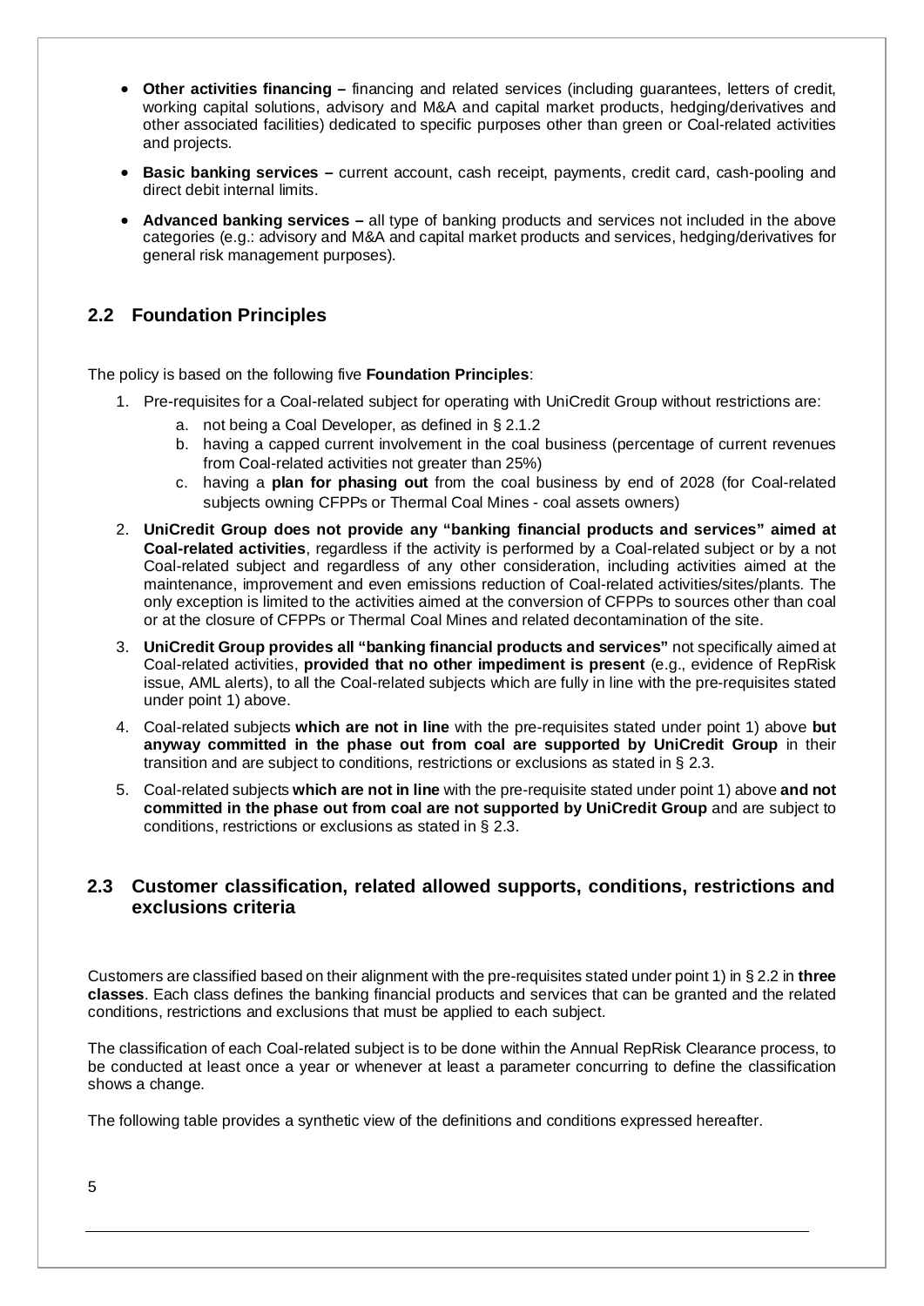- **Other activities financing –** financing and related services (including guarantees, letters of credit, working capital solutions, advisory and M&A and capital market products, hedging/derivatives and other associated facilities) dedicated to specific purposes other than green or Coal-related activities and projects.
- **Basic banking services –** current account, cash receipt, payments, credit card, cash-pooling and direct debit internal limits.
- **Advanced banking services –** all type of banking products and services not included in the above categories (e.g.: advisory and M&A and capital market products and services, hedging/derivatives for general risk management purposes).

## 2.2 Foundation Principles

The policy is based on the following five **Foundation Principles**:

1. Pre-requisites for a Coal-related subject for operating with UniCredit Group without restrictions are:
   a. not being a Coal Developer, as defined in § 2.1.2
   b. having a capped current involvement in the coal business (percentage of current revenues from Coal-related activities not greater than 25%)
   c. having a **plan for phasing out** from the coal business by end of 2028 (for Coal-related subjects owning CFPPs or Thermal Coal Mines - coal assets owners)
2. **UniCredit Group does not provide any "banking financial products and services" aimed at Coal-related activities**, regardless if the activity is performed by a Coal-related subject or by a not Coal-related subject and regardless of any other consideration, including activities aimed at the maintenance, improvement and even emissions reduction of Coal-related activities/sites/plants. The only exception is limited to the activities aimed at the conversion of CFPPs to sources other than coal or at the closure of CFPPs or Thermal Coal Mines and related decontamination of the site.
3. **UniCredit Group provides all "banking financial products and services"** not specifically aimed at Coal-related activities, **provided that no other impediment is present** (e.g., evidence of RepRisk issue, AML alerts), to all the Coal-related subjects which are fully in line with the pre-requisites stated under point 1) above.
4. Coal-related subjects **which are not in line** with the pre-requisites stated under point 1) above **but anyway committed in the phase out from coal are supported by UniCredit Group** in their transition and are subject to conditions, restrictions or exclusions as stated in § 2.3.
5. Coal-related subjects **which are not in line** with the pre-requisite stated under point 1) above **and not committed in the phase out from coal are not supported by UniCredit Group** and are subject to conditions, restrictions or exclusions as stated in § 2.3.

## 2.3 Customer classification, related allowed supports, conditions, restrictions and exclusions criteria

Customers are classified based on their alignment with the pre-requisites stated under point 1) in § 2.2 in **three classes**. Each class defines the banking financial products and services that can be granted and the related conditions, restrictions and exclusions that must be applied to each subject.

The classification of each Coal-related subject is to be done within the Annual RepRisk Clearance process, to be conducted at least once a year or whenever at least a parameter concurring to define the classification shows a change.

The following table provides a synthetic view of the definitions and conditions expressed hereafter.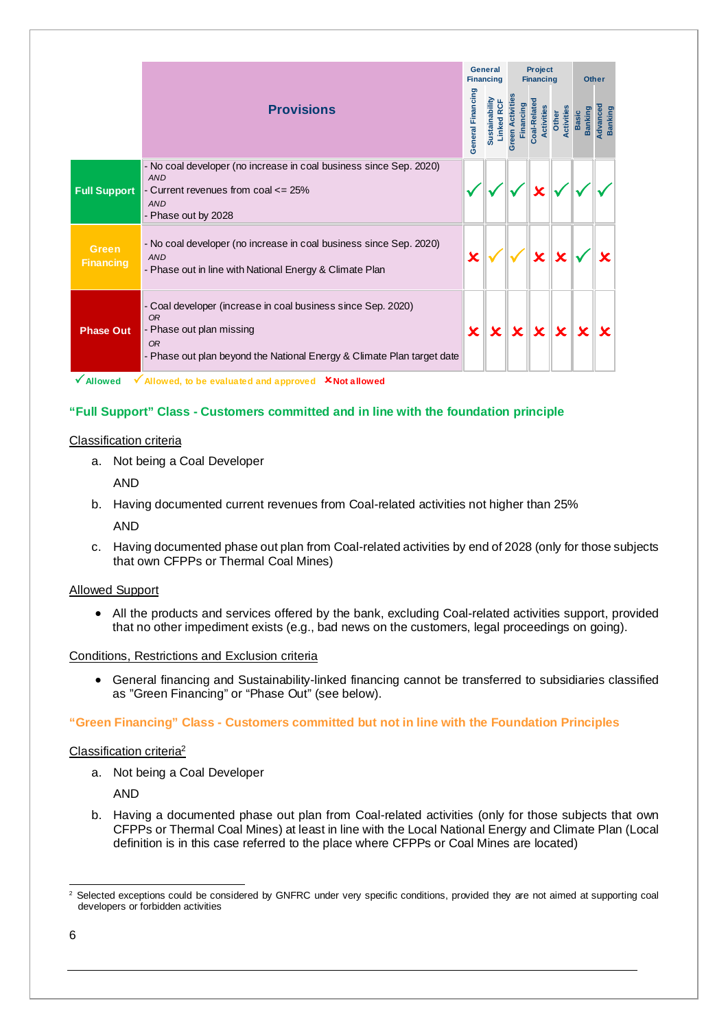| | Provisions | General Financing | | Project Financing | | Other | | |
|---|---|---|---|---|---|---|---|---|
| | | General Financing | Sustainability Linked RCF | Green Activities Financing | Coal-Related Activities | Other Activities | Basic Banking | Advanced Banking |
| **Full Support** | - No coal developer (no increase in coal business since Sep. 2020) *AND* - Current revenues from coal <= 25% *AND* - Phase out by 2028 | ✓ | ✓ | ✓ | ✗ | ✓ | ✓ | ✓ |
| **Green Financing** | - No coal developer (no increase in coal business since Sep. 2020) *AND* - Phase out in line with National Energy & Climate Plan | ✗ | ✓ (to be evaluated and approved) | ✓ (to be evaluated and approved) | ✗ | ✗ | ✓ | ✗ |
| **Phase Out** | - Coal developer (increase in coal business since Sep. 2020) *OR* - Phase out plan missing *OR* - Phase out plan beyond the National Energy & Climate Plan target date | ✗ | ✗ | ✗ | ✗ | ✗ | ✗ | ✗ |

✓ Allowed ✓ Allowed, to be evaluated and approved ✗ Not allowed

### "Full Support" Class - Customers committed and in line with the foundation principle

Classification criteria

a. Not being a Coal Developer

   AND

b. Having documented current revenues from Coal-related activities not higher than 25%

   AND

c. Having documented phase out plan from Coal-related activities by end of 2028 (only for those subjects that own CFPPs or Thermal Coal Mines)

Allowed Support

- All the products and services offered by the bank, excluding Coal-related activities support, provided that no other impediment exists (e.g., bad news on the customers, legal proceedings on going).

Conditions, Restrictions and Exclusion criteria

- General financing and Sustainability-linked financing cannot be transferred to subsidiaries classified as "Green Financing" or "Phase Out" (see below).

### "Green Financing" Class - Customers committed but not in line with the Foundation Principles

Classification criteria[2]

a. Not being a Coal Developer

   AND

b. Having a documented phase out plan from Coal-related activities (only for those subjects that own CFPPs or Thermal Coal Mines) at least in line with the Local National Energy and Climate Plan (Local definition is in this case referred to the place where CFPPs or Coal Mines are located)

---

[2] Selected exceptions could be considered by GNFRC under very specific conditions, provided they are not aimed at supporting coal developers or forbidden activities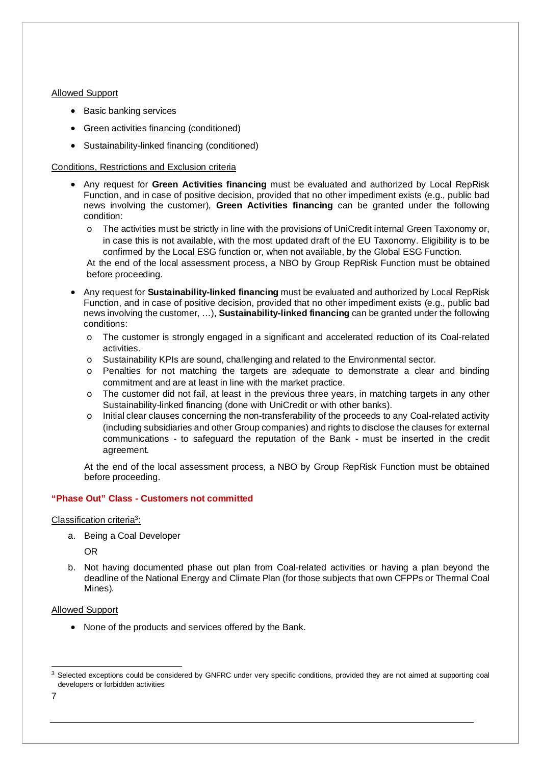Allowed Support

- Basic banking services
- Green activities financing (conditioned)
- Sustainability-linked financing (conditioned)

Conditions, Restrictions and Exclusion criteria

- Any request for **Green Activities financing** must be evaluated and authorized by Local RepRisk Function, and in case of positive decision, provided that no other impediment exists (e.g., public bad news involving the customer), **Green Activities financing** can be granted under the following condition:
  - The activities must be strictly in line with the provisions of UniCredit internal Green Taxonomy or, in case this is not available, with the most updated draft of the EU Taxonomy. Eligibility is to be confirmed by the Local ESG function or, when not available, by the Global ESG Function.

  At the end of the local assessment process, a NBO by Group RepRisk Function must be obtained before proceeding.

- Any request for **Sustainability-linked financing** must be evaluated and authorized by Local RepRisk Function, and in case of positive decision, provided that no other impediment exists (e.g., public bad news involving the customer, …), **Sustainability-linked financing** can be granted under the following conditions:
  - The customer is strongly engaged in a significant and accelerated reduction of its Coal-related activities.
  - Sustainability KPIs are sound, challenging and related to the Environmental sector.
  - Penalties for not matching the targets are adequate to demonstrate a clear and binding commitment and are at least in line with the market practice.
  - The customer did not fail, at least in the previous three years, in matching targets in any other Sustainability-linked financing (done with UniCredit or with other banks).
  - Initial clear clauses concerning the non-transferability of the proceeds to any Coal-related activity (including subsidiaries and other Group companies) and rights to disclose the clauses for external communications - to safeguard the reputation of the Bank - must be inserted in the credit agreement.

  At the end of the local assessment process, a NBO by Group RepRisk Function must be obtained before proceeding.

**"Phase Out" Class - Customers not committed**

Classification criteria[3]:

a. Being a Coal Developer

   OR

b. Not having documented phase out plan from Coal-related activities or having a plan beyond the deadline of the National Energy and Climate Plan (for those subjects that own CFPPs or Thermal Coal Mines).

Allowed Support

- None of the products and services offered by the Bank.

[3] Selected exceptions could be considered by GNFRC under very specific conditions, provided they are not aimed at supporting coal developers or forbidden activities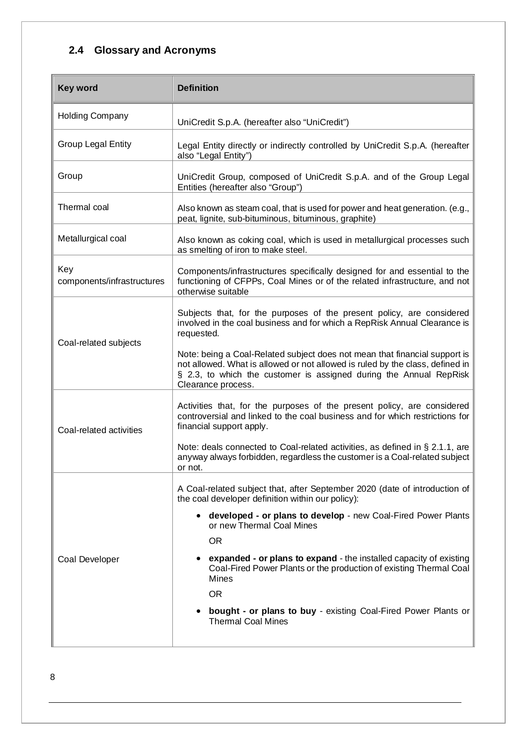## 2.4 Glossary and Acronyms

| Key word | Definition |
|---|---|
| Holding Company | UniCredit S.p.A. (hereafter also "UniCredit") |
| Group Legal Entity | Legal Entity directly or indirectly controlled by UniCredit S.p.A. (hereafter also "Legal Entity") |
| Group | UniCredit Group, composed of UniCredit S.p.A. and of the Group Legal Entities (hereafter also "Group") |
| Thermal coal | Also known as steam coal, that is used for power and heat generation. (e.g., peat, lignite, sub-bituminous, bituminous, graphite) |
| Metallurgical coal | Also known as coking coal, which is used in metallurgical processes such as smelting of iron to make steel. |
| Key components/infrastructures | Components/infrastructures specifically designed for and essential to the functioning of CFPPs, Coal Mines or of the related infrastructure, and not otherwise suitable |
| Coal-related subjects | Subjects that, for the purposes of the present policy, are considered involved in the coal business and for which a RepRisk Annual Clearance is requested.<br><br>Note: being a Coal-Related subject does not mean that financial support is not allowed. What is allowed or not allowed is ruled by the class, defined in § 2.3, to which the customer is assigned during the Annual RepRisk Clearance process. |
| Coal-related activities | Activities that, for the purposes of the present policy, are considered controversial and linked to the coal business and for which restrictions for financial support apply.<br><br>Note: deals connected to Coal-related activities, as defined in § 2.1.1, are anyway always forbidden, regardless the customer is a Coal-related subject or not. |
| Coal Developer | A Coal-related subject that, after September 2020 (date of introduction of the coal developer definition within our policy):<br><br>• **developed - or plans to develop** - new Coal-Fired Power Plants or new Thermal Coal Mines<br><br>OR<br><br>• **expanded - or plans to expand** - the installed capacity of existing Coal-Fired Power Plants or the production of existing Thermal Coal Mines<br><br>OR<br><br>• **bought - or plans to buy** - existing Coal-Fired Power Plants or Thermal Coal Mines |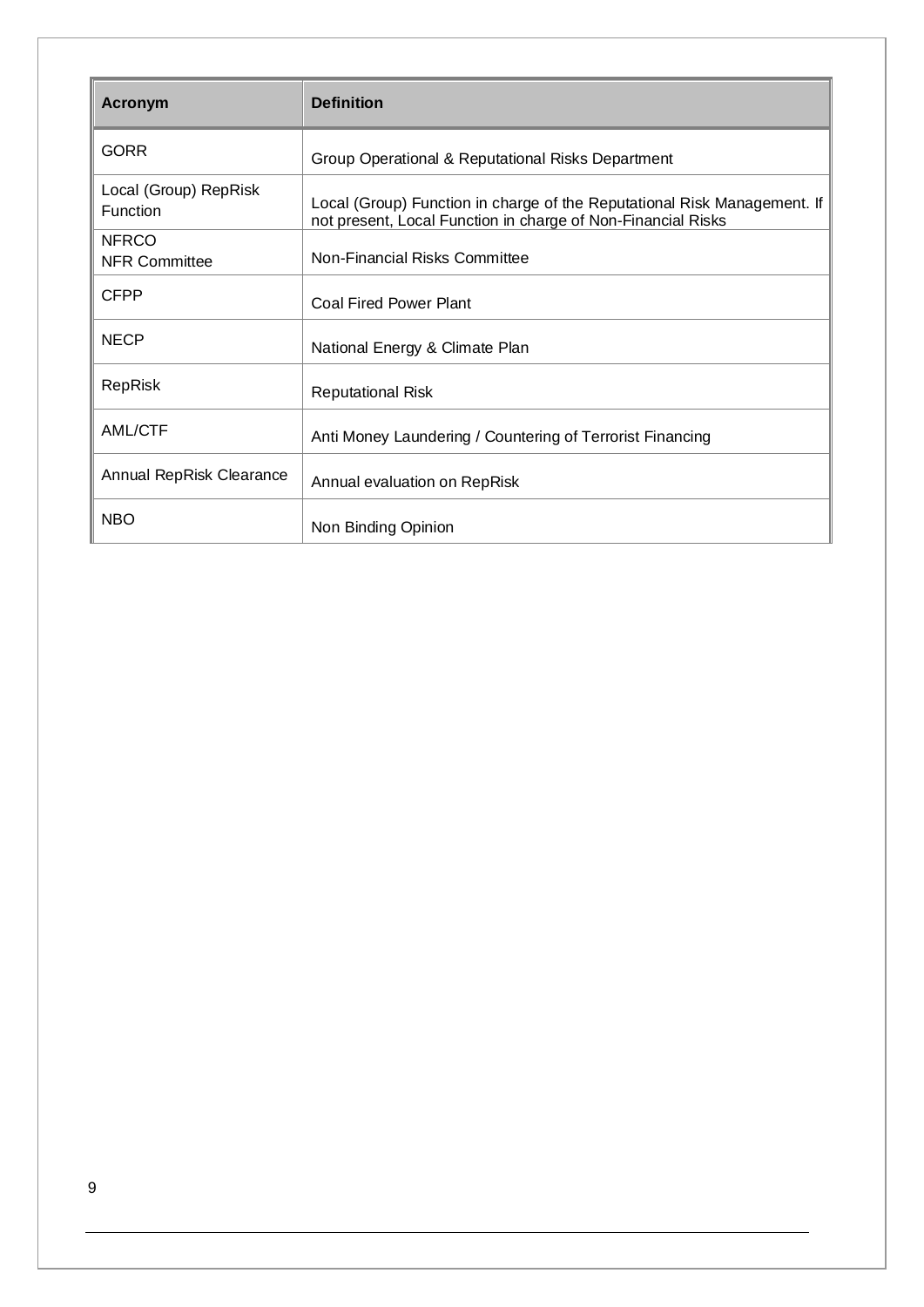| Acronym | Definition |
|---|---|
| GORR | Group Operational & Reputational Risks Department |
| Local (Group) RepRisk Function | Local (Group) Function in charge of the Reputational Risk Management. If not present, Local Function in charge of Non-Financial Risks |
| NFRCO NFR Committee | Non-Financial Risks Committee |
| CFPP | Coal Fired Power Plant |
| NECP | National Energy & Climate Plan |
| RepRisk | Reputational Risk |
| AML/CTF | Anti Money Laundering / Countering of Terrorist Financing |
| Annual RepRisk Clearance | Annual evaluation on RepRisk |
| NBO | Non Binding Opinion |